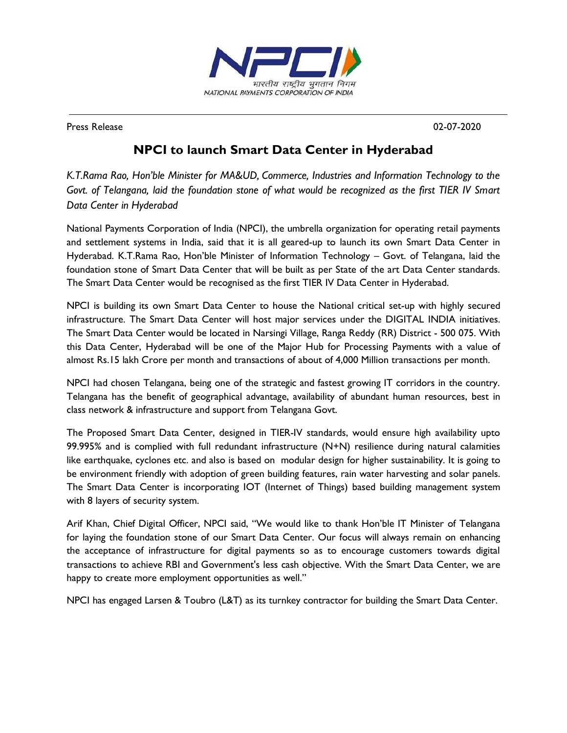भारतीय राष्ट्रीय भुगतान निगम
NATIONAL PAYMENTS CORPORATION OF INDIA

Press Release 02-07-2020

# NPCI to launch Smart Data Center in Hyderabad

*K.T.Rama Rao, Hon'ble Minister for MA&UD, Commerce, Industries and Information Technology to the Govt. of Telangana, laid the foundation stone of what would be recognized as the first TIER IV Smart Data Center in Hyderabad*

National Payments Corporation of India (NPCI), the umbrella organization for operating retail payments and settlement systems in India, said that it is all geared-up to launch its own Smart Data Center in Hyderabad. K.T.Rama Rao, Hon'ble Minister of Information Technology – Govt. of Telangana, laid the foundation stone of Smart Data Center that will be built as per State of the art Data Center standards. The Smart Data Center would be recognised as the first TIER IV Data Center in Hyderabad.

NPCI is building its own Smart Data Center to house the National critical set-up with highly secured infrastructure. The Smart Data Center will host major services under the DIGITAL INDIA initiatives. The Smart Data Center would be located in Narsingi Village, Ranga Reddy (RR) District - 500 075. With this Data Center, Hyderabad will be one of the Major Hub for Processing Payments with a value of almost Rs.15 lakh Crore per month and transactions of about of 4,000 Million transactions per month.

NPCI had chosen Telangana, being one of the strategic and fastest growing IT corridors in the country. Telangana has the benefit of geographical advantage, availability of abundant human resources, best in class network & infrastructure and support from Telangana Govt.

The Proposed Smart Data Center, designed in TIER-IV standards, would ensure high availability upto 99.995% and is complied with full redundant infrastructure (N+N) resilience during natural calamities like earthquake, cyclones etc. and also is based on modular design for higher sustainability. It is going to be environment friendly with adoption of green building features, rain water harvesting and solar panels. The Smart Data Center is incorporating IOT (Internet of Things) based building management system with 8 layers of security system.

Arif Khan, Chief Digital Officer, NPCI said, "We would like to thank Hon'ble IT Minister of Telangana for laying the foundation stone of our Smart Data Center. Our focus will always remain on enhancing the acceptance of infrastructure for digital payments so as to encourage customers towards digital transactions to achieve RBI and Government's less cash objective. With the Smart Data Center, we are happy to create more employment opportunities as well."

NPCI has engaged Larsen & Toubro (L&T) as its turnkey contractor for building the Smart Data Center.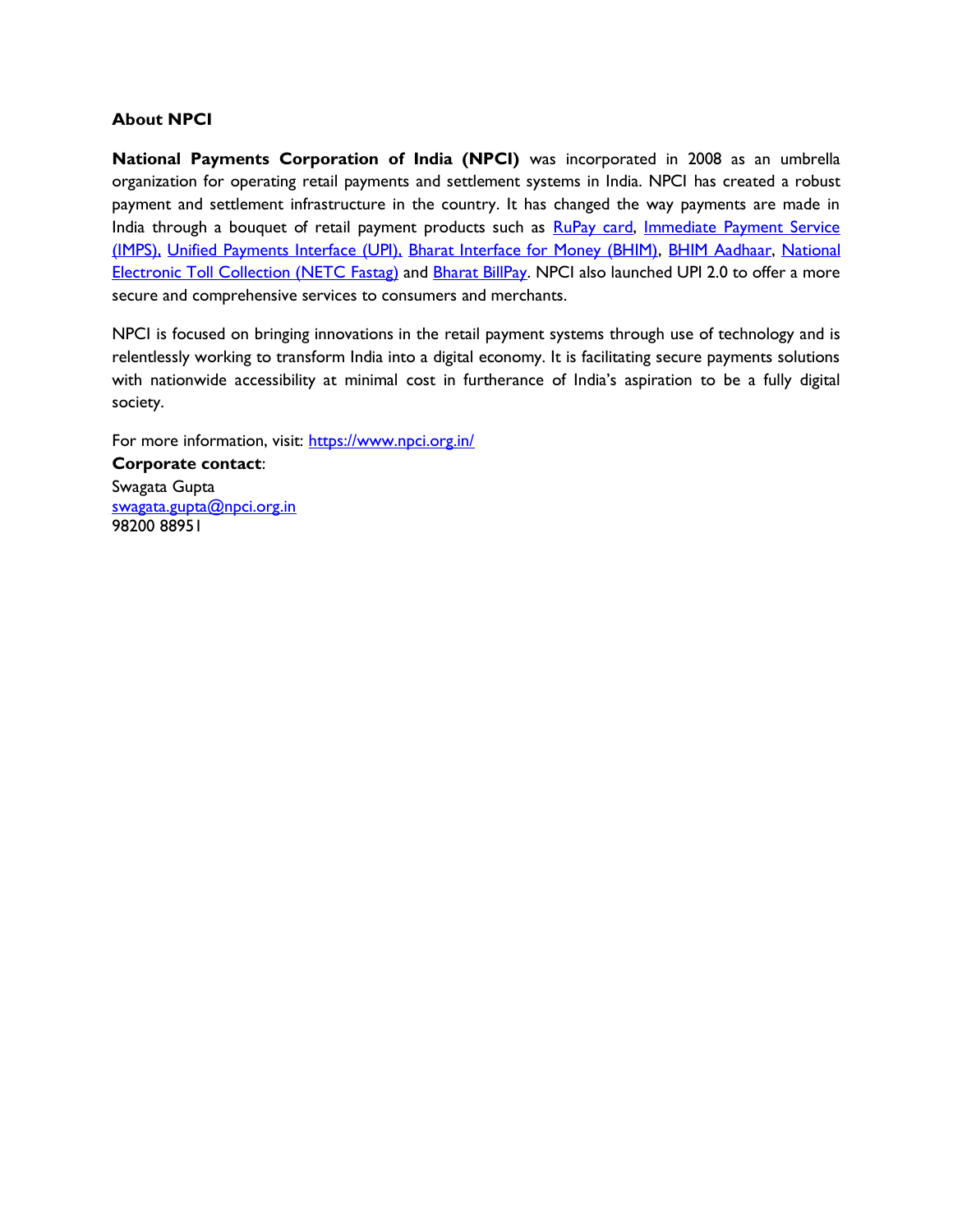**About NPCI**

**National Payments Corporation of India (NPCI)** was incorporated in 2008 as an umbrella organization for operating retail payments and settlement systems in India. NPCI has created a robust payment and settlement infrastructure in the country. It has changed the way payments are made in India through a bouquet of retail payment products such as RuPay card, Immediate Payment Service (IMPS), Unified Payments Interface (UPI), Bharat Interface for Money (BHIM), BHIM Aadhaar, National Electronic Toll Collection (NETC Fastag) and Bharat BillPay. NPCI also launched UPI 2.0 to offer a more secure and comprehensive services to consumers and merchants.

NPCI is focused on bringing innovations in the retail payment systems through use of technology and is relentlessly working to transform India into a digital economy. It is facilitating secure payments solutions with nationwide accessibility at minimal cost in furtherance of India's aspiration to be a fully digital society.

For more information, visit: https://www.npci.org.in/

**Corporate contact**:
Swagata Gupta
swagata.gupta@npci.org.in
98200 88951